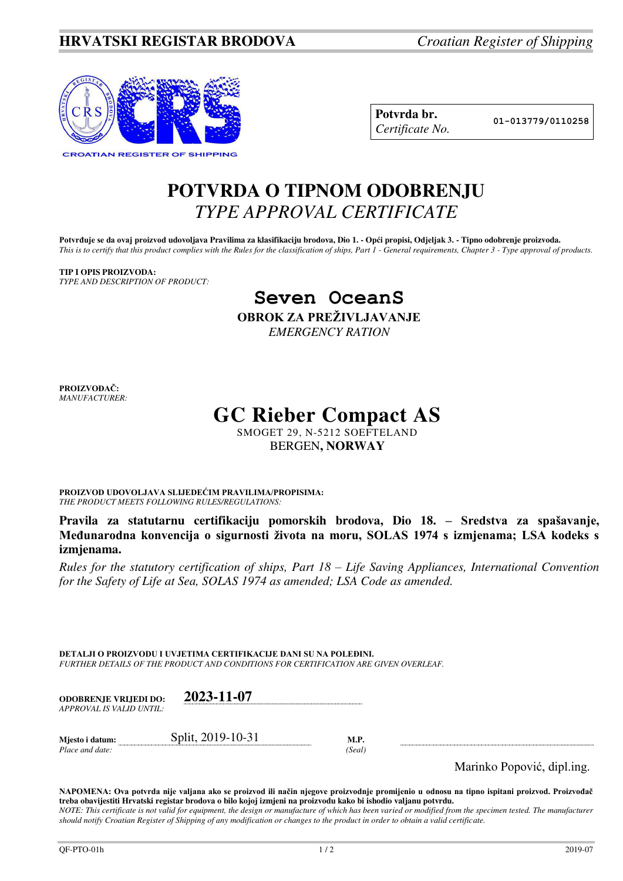**HRVATSKI REGISTAR BRODOVA** *Croatian Register of Shipping*

**Potvrda br.** *Certificate No.* 01-013779/0110258

# POTVRDA O TIPNOM ODOBRENJU
## *TYPE APPROVAL CERTIFICATE*

**Potvrđuje se da ovaj proizvod udovoljava Pravilima za klasifikaciju brodova, Dio 1. - Opći propisi, Odjeljak 3. - Tipno odobrenje proizvoda.**
*This is to certify that this product complies with the Rules for the classification of ships, Part 1 - General requirements, Chapter 3 - Type approval of products.*

**TIP I OPIS PROIZVODA:**
*TYPE AND DESCRIPTION OF PRODUCT:*

**Seven OceanS**
**OBROK ZA PREŽIVLJAVANJE**
*EMERGENCY RATION*

**PROIZVOĐAČ:**
*MANUFACTURER:*

**GC Rieber Compact AS**
SMOGET 29, N-5212 SOEFTELAND
BERGEN**, NORWAY**

**PROIZVOD UDOVOLJAVA SLIJEDEĆIM PRAVILIMA/PROPISIMA:**
*THE PRODUCT MEETS FOLLOWING RULES/REGULATIONS:*

**Pravila za statutarnu certifikaciju pomorskih brodova, Dio 18. – Sredstva za spašavanje, Međunarodna konvencija o sigurnosti života na moru, SOLAS 1974 s izmjenama; LSA kodeks s izmjenama.**

*Rules for the statutory certification of ships, Part 18 – Life Saving Appliances, International Convention for the Safety of Life at Sea, SOLAS 1974 as amended; LSA Code as amended.*

**DETALJI O PROIZVODU I UVJETIMA CERTIFIKACIJE DANI SU NA POLEĐINI.**
*FURTHER DETAILS OF THE PRODUCT AND CONDITIONS FOR CERTIFICATION ARE GIVEN OVERLEAF.*

**ODOBRENJE VRIJEDI DO:** *APPROVAL IS VALID UNTIL:* **2023-11-07**

**Mjesto i datum:** *Place and date:* Split, 2019-10-31

**M.P.** *(Seal)*

Marinko Popović, dipl.ing.

**NAPOMENA: Ova potvrda nije valjana ako se proizvod ili način njegove proizvodnje promijenio u odnosu na tipno ispitani proizvod. Proizvođač treba obavijestiti Hrvatski registar brodova o bilo kojoj izmjeni na proizvodu kako bi ishodio valjanu potvrdu.**
*NOTE: This certificate is not valid for equipment, the design or manufacture of which has been varied or modified from the specimen tested. The manufacturer should notify Croatian Register of Shipping of any modification or changes to the product in order to obtain a valid certificate.*

QF-PTO-01h 2019-07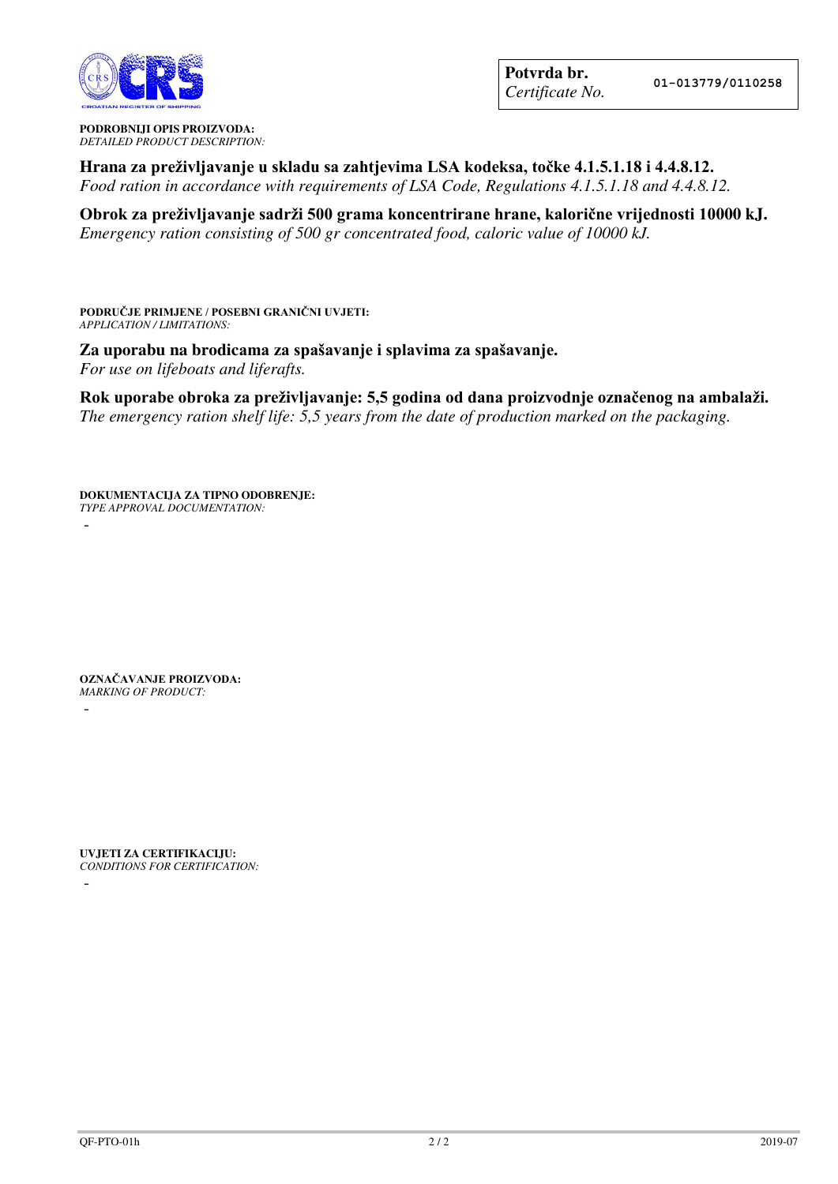| **Potvrda br.** *Certificate No.* | 01-013779/0110258 |
| --- | --- |

**PODROBNIJI OPIS PROIZVODA:**
*DETAILED PRODUCT DESCRIPTION:*

**Hrana za preživljavanje u skladu sa zahtjevima LSA kodeksa, točke 4.1.5.1.18 i 4.4.8.12.**
*Food ration in accordance with requirements of LSA Code, Regulations 4.1.5.1.18 and 4.4.8.12.*

**Obrok za preživljavanje sadrži 500 grama koncentrirane hrane, kalorične vrijednosti 10000 kJ.**
*Emergency ration consisting of 500 gr concentrated food, caloric value of 10000 kJ.*

**PODRUČJE PRIMJENE / POSEBNI GRANIČNI UVJETI:**
*APPLICATION / LIMITATIONS:*

**Za uporabu na brodicama za spašavanje i splavima za spašavanje.**
*For use on lifeboats and liferafts.*

**Rok uporabe obroka za preživljavanje: 5,5 godina od dana proizvodnje označenog na ambalaži.**
*The emergency ration shelf life: 5,5 years from the date of production marked on the packaging.*

**DOKUMENTACIJA ZA TIPNO ODOBRENJE:**
*TYPE APPROVAL DOCUMENTATION:*

-

**OZNAČAVANJE PROIZVODA:**
*MARKING OF PRODUCT:*

-

**UVJETI ZA CERTIFIKACIJU:**
*CONDITIONS FOR CERTIFICATION:*

-